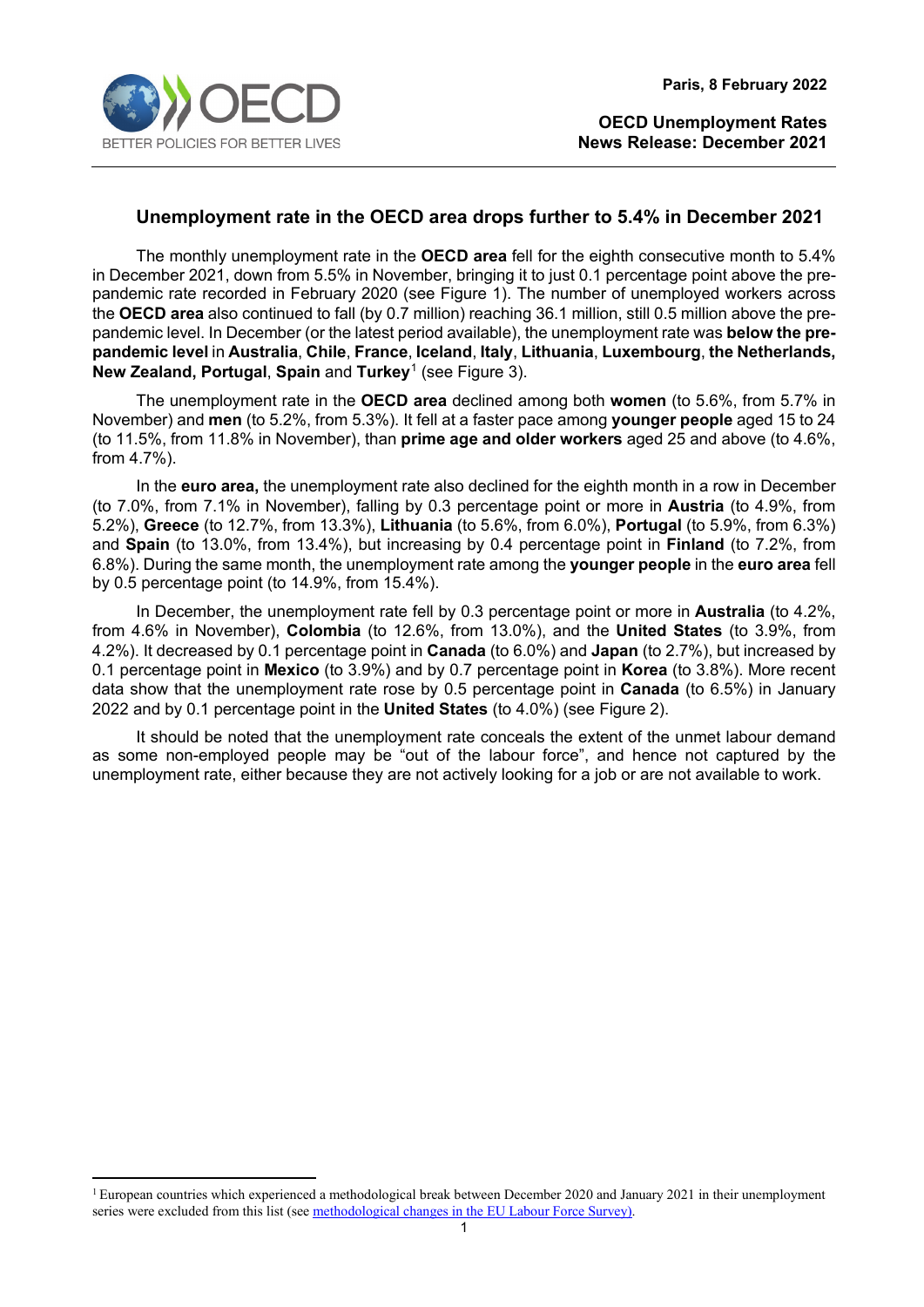Paris, 8 February 2022

**OECD Unemployment Rates**
**News Release: December 2021**

## Unemployment rate in the OECD area drops further to 5.4% in December 2021

The monthly unemployment rate in the **OECD area** fell for the eighth consecutive month to 5.4% in December 2021, down from 5.5% in November, bringing it to just 0.1 percentage point above the pre-pandemic rate recorded in February 2020 (see Figure 1). The number of unemployed workers across the **OECD area** also continued to fall (by 0.7 million) reaching 36.1 million, still 0.5 million above the pre-pandemic level. In December (or the latest period available), the unemployment rate was **below the pre-pandemic level** in **Australia**, **Chile**, **France**, **Iceland**, **Italy**, **Lithuania**, **Luxembourg**, **the Netherlands, New Zealand, Portugal**, **Spain** and **Turkey**[1] (see Figure 3).

The unemployment rate in the **OECD area** declined among both **women** (to 5.6%, from 5.7% in November) and **men** (to 5.2%, from 5.3%). It fell at a faster pace among **younger people** aged 15 to 24 (to 11.5%, from 11.8% in November), than **prime age and older workers** aged 25 and above (to 4.6%, from 4.7%).

In the **euro area,** the unemployment rate also declined for the eighth month in a row in December (to 7.0%, from 7.1% in November), falling by 0.3 percentage point or more in **Austria** (to 4.9%, from 5.2%), **Greece** (to 12.7%, from 13.3%), **Lithuania** (to 5.6%, from 6.0%), **Portugal** (to 5.9%, from 6.3%) and **Spain** (to 13.0%, from 13.4%), but increasing by 0.4 percentage point in **Finland** (to 7.2%, from 6.8%). During the same month, the unemployment rate among the **younger people** in the **euro area** fell by 0.5 percentage point (to 14.9%, from 15.4%).

In December, the unemployment rate fell by 0.3 percentage point or more in **Australia** (to 4.2%, from 4.6% in November), **Colombia** (to 12.6%, from 13.0%), and the **United States** (to 3.9%, from 4.2%). It decreased by 0.1 percentage point in **Canada** (to 6.0%) and **Japan** (to 2.7%), but increased by 0.1 percentage point in **Mexico** (to 3.9%) and by 0.7 percentage point in **Korea** (to 3.8%). More recent data show that the unemployment rate rose by 0.5 percentage point in **Canada** (to 6.5%) in January 2022 and by 0.1 percentage point in the **United States** (to 4.0%) (see Figure 2).

It should be noted that the unemployment rate conceals the extent of the unmet labour demand as some non-employed people may be "out of the labour force", and hence not captured by the unemployment rate, either because they are not actively looking for a job or are not available to work.

---

[1] European countries which experienced a methodological break between December 2020 and January 2021 in their unemployment series were excluded from this list (see methodological changes in the EU Labour Force Survey).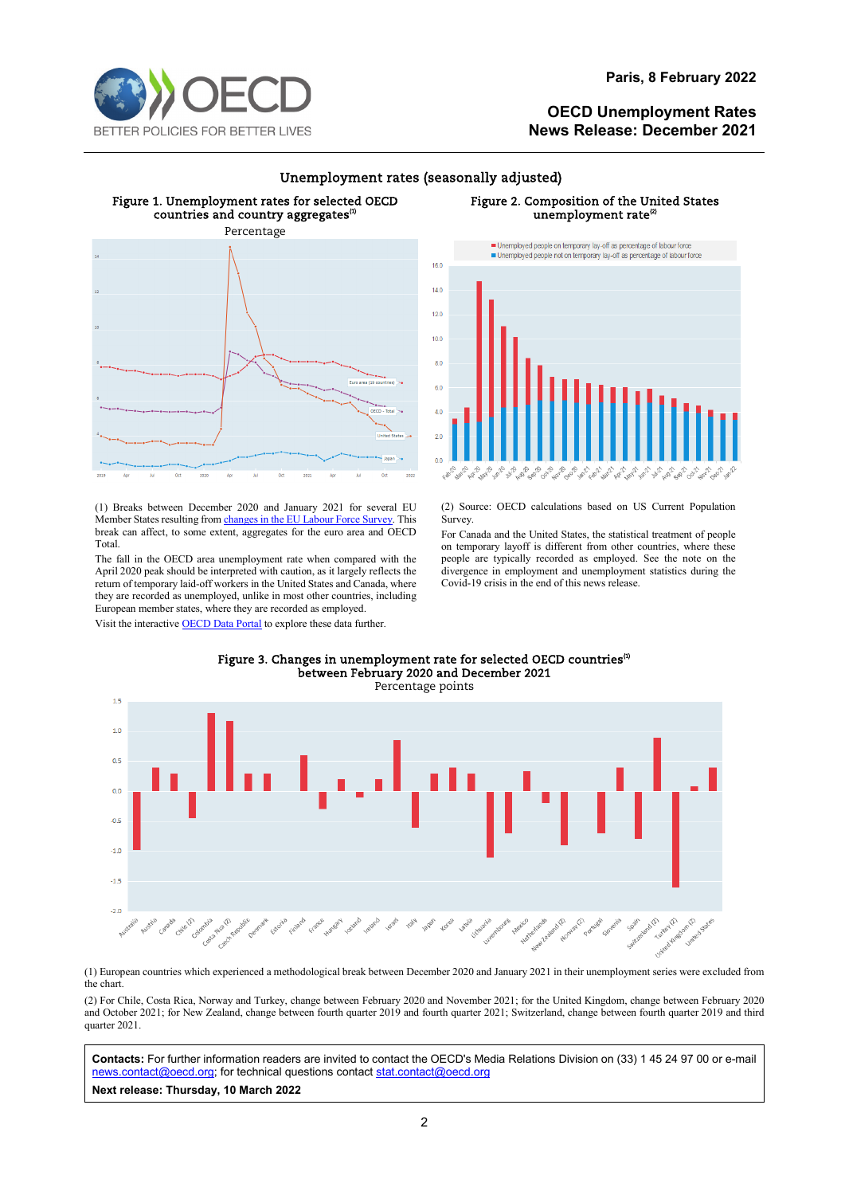Paris, 8 February 2022

**OECD Unemployment Rates**
**News Release: December 2021**

## Unemployment rates (seasonally adjusted)

### Figure 1. Unemployment rates for selected OECD countries and country aggregates[1]

Percentage

### Figure 2. Composition of the United States unemployment rate[2]

(1) Breaks between December 2020 and January 2021 for several EU Member States resulting from changes in the EU Labour Force Survey. This break can affect, to some extent, aggregates for the euro area and OECD Total.

The fall in the OECD area unemployment rate when compared with the April 2020 peak should be interpreted with caution, as it largely reflects the return of temporary laid-off workers in the United States and Canada, where they are recorded as unemployed, unlike in most other countries, including European member states, where they are recorded as employed.

Visit the interactive OECD Data Portal to explore these data further.

(2) Source: OECD calculations based on US Current Population Survey.

For Canada and the United States, the statistical treatment of people on temporary layoff is different from other countries, where these people are typically recorded as employed. See the note on the divergence in employment and unemployment statistics during the Covid-19 crisis in the end of this news release.

### Figure 3. Changes in unemployment rate for selected OECD countries[1] between February 2020 and December 2021

Percentage points

(1) European countries which experienced a methodological break between December 2020 and January 2021 in their unemployment series were excluded from the chart.

(2) For Chile, Costa Rica, Norway and Turkey, change between February 2020 and November 2021; for the United Kingdom, change between February 2020 and October 2021; for New Zealand, change between fourth quarter 2019 and fourth quarter 2021; Switzerland, change between fourth quarter 2019 and third quarter 2021.

**Contacts:** For further information readers are invited to contact the OECD's Media Relations Division on (33) 1 45 24 97 00 or e-mail news.contact@oecd.org; for technical questions contact stat.contact@oecd.org

**Next release: Thursday, 10 March 2022**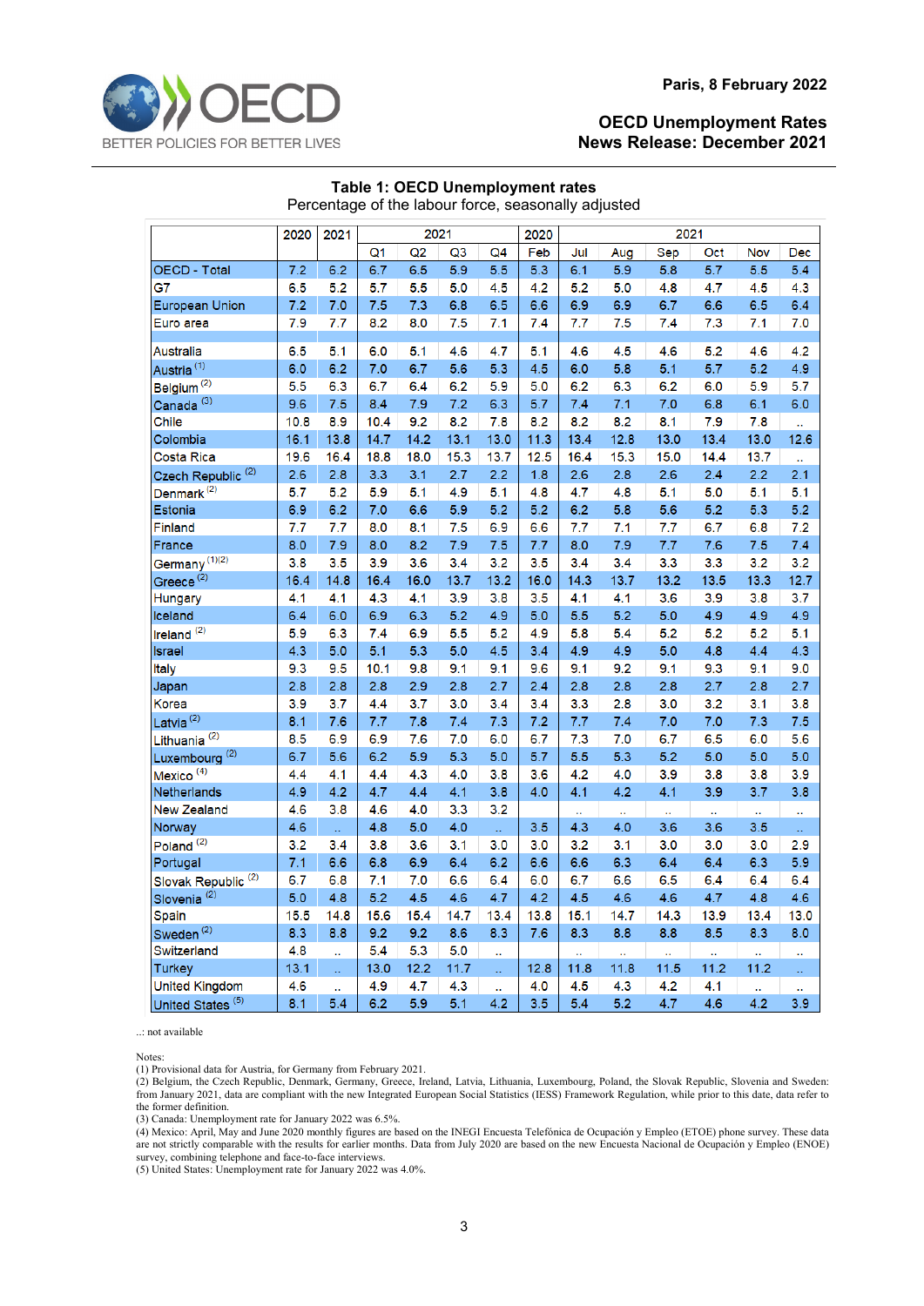Paris, 8 February 2022

**OECD Unemployment Rates**
**News Release: December 2021**

## Table 1: OECD Unemployment rates

Percentage of the labour force, seasonally adjusted

| | 2020 | 2021 | 2021 | | | | 2020 | 2021 | | | | | |
|---|---|---|---|---|---|---|---|---|---|---|---|---|---|
| | | | Q1 | Q2 | Q3 | Q4 | Feb | Jul | Aug | Sep | Oct | Nov | Dec |
| OECD - Total | 7.2 | 6.2 | 6.7 | 6.5 | 5.9 | 5.5 | 5.3 | 6.1 | 5.9 | 5.8 | 5.7 | 5.5 | 5.4 |
| G7 | 6.5 | 5.2 | 5.7 | 5.5 | 5.0 | 4.5 | 4.2 | 5.2 | 5.0 | 4.8 | 4.7 | 4.5 | 4.3 |
| European Union | 7.2 | 7.0 | 7.5 | 7.3 | 6.8 | 6.5 | 6.6 | 6.9 | 6.9 | 6.7 | 6.6 | 6.5 | 6.4 |
| Euro area | 7.9 | 7.7 | 8.2 | 8.0 | 7.5 | 7.1 | 7.4 | 7.7 | 7.5 | 7.4 | 7.3 | 7.1 | 7.0 |
| Australia | 6.5 | 5.1 | 6.0 | 5.1 | 4.6 | 4.7 | 5.1 | 4.6 | 4.5 | 4.6 | 5.2 | 4.6 | 4.2 |
| Austria (1) | 6.0 | 6.2 | 7.0 | 6.7 | 5.6 | 5.3 | 4.5 | 6.0 | 5.8 | 5.1 | 5.7 | 5.2 | 4.9 |
| Belgium (2) | 5.5 | 6.3 | 6.7 | 6.4 | 6.2 | 5.9 | 5.0 | 6.2 | 6.3 | 6.2 | 6.0 | 5.9 | 5.7 |
| Canada (3) | 9.6 | 7.5 | 8.4 | 7.9 | 7.2 | 6.3 | 5.7 | 7.4 | 7.1 | 7.0 | 6.8 | 6.1 | 6.0 |
| Chile | 10.8 | 8.9 | 10.4 | 9.2 | 8.2 | 7.8 | 8.2 | 8.2 | 8.2 | 8.1 | 7.9 | 7.8 | .. |
| Colombia | 16.1 | 13.8 | 14.7 | 14.2 | 13.1 | 13.0 | 11.3 | 13.4 | 12.8 | 13.0 | 13.4 | 13.0 | 12.6 |
| Costa Rica | 19.6 | 16.4 | 18.8 | 18.0 | 15.3 | 13.7 | 12.5 | 16.4 | 15.3 | 15.0 | 14.4 | 13.7 | .. |
| Czech Republic (2) | 2.6 | 2.8 | 3.3 | 3.1 | 2.7 | 2.2 | 1.8 | 2.6 | 2.8 | 2.6 | 2.4 | 2.2 | 2.1 |
| Denmark (2) | 5.7 | 5.2 | 5.9 | 5.1 | 4.9 | 5.1 | 4.8 | 4.7 | 4.8 | 5.1 | 5.0 | 5.1 | 5.1 |
| Estonia | 6.9 | 6.2 | 7.0 | 6.6 | 5.9 | 5.2 | 5.2 | 6.2 | 5.8 | 5.6 | 5.2 | 5.3 | 5.2 |
| Finland | 7.7 | 7.7 | 8.0 | 8.1 | 7.5 | 6.9 | 6.6 | 7.7 | 7.1 | 7.7 | 6.7 | 6.8 | 7.2 |
| France | 8.0 | 7.9 | 8.0 | 8.2 | 7.9 | 7.5 | 7.7 | 8.0 | 7.9 | 7.7 | 7.6 | 7.5 | 7.4 |
| Germany (1)(2) | 3.8 | 3.5 | 3.9 | 3.6 | 3.4 | 3.2 | 3.5 | 3.4 | 3.4 | 3.3 | 3.3 | 3.2 | 3.2 |
| Greece (2) | 16.4 | 14.8 | 16.4 | 16.0 | 13.7 | 13.2 | 16.0 | 14.3 | 13.7 | 13.2 | 13.5 | 13.3 | 12.7 |
| Hungary | 4.1 | 4.1 | 4.3 | 4.1 | 3.9 | 3.8 | 3.5 | 4.1 | 4.1 | 3.6 | 3.9 | 3.8 | 3.7 |
| Iceland | 6.4 | 6.0 | 6.9 | 6.3 | 5.2 | 4.9 | 5.0 | 5.5 | 5.2 | 5.0 | 4.9 | 4.9 | 4.9 |
| Ireland (2) | 5.9 | 6.3 | 7.4 | 6.9 | 5.5 | 5.2 | 4.9 | 5.8 | 5.4 | 5.2 | 5.2 | 5.2 | 5.1 |
| Israel | 4.3 | 5.0 | 5.1 | 5.3 | 5.0 | 4.5 | 3.4 | 4.9 | 4.9 | 5.0 | 4.8 | 4.4 | 4.3 |
| Italy | 9.3 | 9.5 | 10.1 | 9.8 | 9.1 | 9.1 | 9.6 | 9.1 | 9.2 | 9.1 | 9.3 | 9.1 | 9.0 |
| Japan | 2.8 | 2.8 | 2.8 | 2.9 | 2.8 | 2.7 | 2.4 | 2.8 | 2.8 | 2.8 | 2.7 | 2.8 | 2.7 |
| Korea | 3.9 | 3.7 | 4.4 | 3.7 | 3.0 | 3.4 | 3.4 | 3.3 | 2.8 | 3.0 | 3.2 | 3.1 | 3.8 |
| Latvia (2) | 8.1 | 7.6 | 7.7 | 7.8 | 7.4 | 7.3 | 7.2 | 7.7 | 7.4 | 7.0 | 7.0 | 7.3 | 7.5 |
| Lithuania (2) | 8.5 | 6.9 | 6.9 | 7.6 | 7.0 | 6.0 | 6.7 | 7.3 | 7.0 | 6.7 | 6.5 | 6.0 | 5.6 |
| Luxembourg (2) | 6.7 | 5.6 | 6.2 | 5.9 | 5.3 | 5.0 | 5.7 | 5.5 | 5.3 | 5.2 | 5.0 | 5.0 | 5.0 |
| Mexico (4) | 4.4 | 4.1 | 4.4 | 4.3 | 4.0 | 3.8 | 3.6 | 4.2 | 4.0 | 3.9 | 3.8 | 3.8 | 3.9 |
| Netherlands | 4.9 | 4.2 | 4.7 | 4.4 | 4.1 | 3.8 | 4.0 | 4.1 | 4.2 | 4.1 | 3.9 | 3.7 | 3.8 |
| New Zealand | 4.6 | 3.8 | 4.6 | 4.0 | 3.3 | 3.2 | | .. | .. | .. | .. | .. | .. |
| Norway | 4.6 | .. | 4.8 | 5.0 | 4.0 | .. | 3.5 | 4.3 | 4.0 | 3.6 | 3.6 | 3.5 | .. |
| Poland (2) | 3.2 | 3.4 | 3.8 | 3.6 | 3.1 | 3.0 | 3.0 | 3.2 | 3.1 | 3.0 | 3.0 | 3.0 | 2.9 |
| Portugal | 7.1 | 6.6 | 6.8 | 6.9 | 6.4 | 6.2 | 6.6 | 6.6 | 6.3 | 6.4 | 6.4 | 6.3 | 5.9 |
| Slovak Republic (2) | 6.7 | 6.8 | 7.1 | 7.0 | 6.6 | 6.4 | 6.0 | 6.7 | 6.6 | 6.5 | 6.4 | 6.4 | 6.4 |
| Slovenia (2) | 5.0 | 4.8 | 5.2 | 4.5 | 4.6 | 4.7 | 4.2 | 4.5 | 4.6 | 4.6 | 4.7 | 4.8 | 4.6 |
| Spain | 15.5 | 14.8 | 15.6 | 15.4 | 14.7 | 13.4 | 13.8 | 15.1 | 14.7 | 14.3 | 13.9 | 13.4 | 13.0 |
| Sweden (2) | 8.3 | 8.8 | 9.2 | 9.2 | 8.6 | 8.3 | 7.6 | 8.3 | 8.8 | 8.8 | 8.5 | 8.3 | 8.0 |
| Switzerland | 4.8 | .. | 5.4 | 5.3 | 5.0 | .. | | | | | | | |
| Turkey | 13.1 | .. | 13.0 | 12.2 | 11.7 | .. | 12.8 | 11.8 | 11.8 | 11.5 | 11.2 | 11.2 | .. |
| United Kingdom | 4.6 | .. | 4.9 | 4.7 | 4.3 | .. | 4.0 | 4.5 | 4.3 | 4.2 | 4.1 | .. | .. |
| United States (5) | 8.1 | 5.4 | 6.2 | 5.9 | 5.1 | 4.2 | 3.5 | 5.4 | 5.2 | 4.7 | 4.6 | 4.2 | 3.9 |

..: not available

Notes:
(1) Provisional data for Austria, for Germany from February 2021.
(2) Belgium, the Czech Republic, Denmark, Germany, Greece, Ireland, Latvia, Lithuania, Luxembourg, Poland, the Slovak Republic, Slovenia and Sweden: from January 2021, data are compliant with the new Integrated European Social Statistics (IESS) Framework Regulation, while prior to this date, data refer to the former definition.
(3) Canada: Unemployment rate for January 2022 was 6.5%.
(4) Mexico: April, May and June 2020 monthly figures are based on the INEGI Encuesta Telefónica de Ocupación y Empleo (ETOE) phone survey. These data are not strictly comparable with the results for earlier months. Data from July 2020 are based on the new Encuesta Nacional de Ocupación y Empleo (ENOE) survey, combining telephone and face-to-face interviews.
(5) United States: Unemployment rate for January 2022 was 4.0%.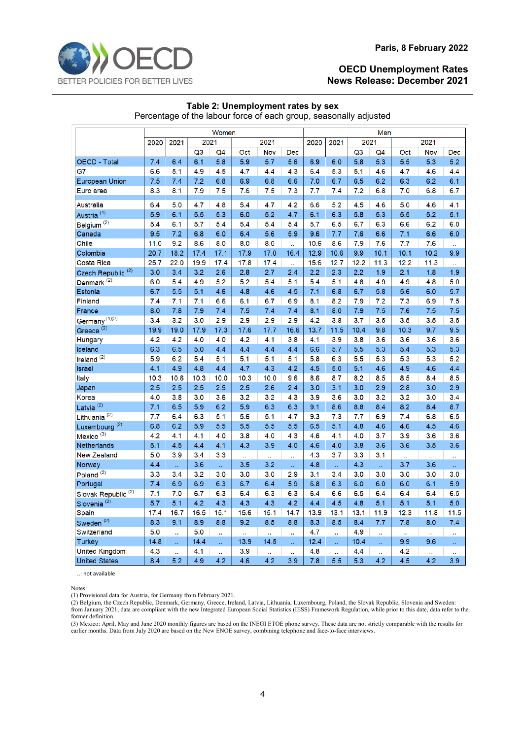Paris, 8 February 2022

**OECD Unemployment Rates**
**News Release: December 2021**

### Table 2: Unemployment rates by sex

Percentage of the labour force of each group, seasonally adjusted

| | Women | | | | | | | Men | | | | | | |
|---|---|---|---|---|---|---|---|---|---|---|---|---|---|---|
| | 2020 | 2021 | 2021 | | 2021 | | | 2020 | 2021 | 2021 | | 2021 | | |
| | | | Q3 | Q4 | Oct | Nov | Dec | | | Q3 | Q4 | Oct | Nov | Dec |
| OECD - Total | 7.4 | 6.4 | 6.1 | 5.8 | 5.9 | 5.7 | 5.6 | 6.9 | 6.0 | 5.8 | 5.3 | 5.5 | 5.3 | 5.2 |
| G7 | 6.6 | 5.1 | 4.9 | 4.5 | 4.7 | 4.4 | 4.3 | 6.4 | 5.3 | 5.1 | 4.6 | 4.7 | 4.6 | 4.4 |
| European Union | 7.5 | 7.4 | 7.2 | 6.8 | 6.9 | 6.8 | 6.6 | 7.0 | 6.7 | 6.5 | 6.2 | 6.3 | 6.2 | 6.1 |
| Euro area | 8.3 | 8.1 | 7.9 | 7.5 | 7.6 | 7.5 | 7.3 | 7.7 | 7.4 | 7.2 | 6.8 | 7.0 | 6.8 | 6.7 |
| Australia | 6.4 | 5.0 | 4.7 | 4.8 | 5.4 | 4.7 | 4.2 | 6.6 | 5.2 | 4.5 | 4.6 | 5.0 | 4.6 | 4.1 |
| Austria (1) | 5.9 | 6.1 | 5.5 | 5.3 | 6.0 | 5.2 | 4.7 | 6.1 | 6.3 | 5.8 | 5.3 | 5.5 | 5.2 | 5.1 |
| Belgium (2) | 5.4 | 6.1 | 5.7 | 5.4 | 5.4 | 5.4 | 5.4 | 5.7 | 6.5 | 6.7 | 6.3 | 6.6 | 6.2 | 6.0 |
| Canada | 9.5 | 7.2 | 6.8 | 6.0 | 6.4 | 5.6 | 5.9 | 9.6 | 7.7 | 7.6 | 6.6 | 7.1 | 6.6 | 6.0 |
| Chile | 11.0 | 9.2 | 8.6 | 8.0 | 8.0 | 8.0 | .. | 10.6 | 8.6 | 7.9 | 7.6 | 7.7 | 7.6 | .. |
| Colombia | 20.7 | 18.2 | 17.4 | 17.1 | 17.9 | 17.0 | 16.4 | 12.9 | 10.6 | 9.9 | 10.1 | 10.1 | 10.2 | 9.9 |
| Costa Rica | 25.7 | 22.0 | 19.9 | 17.4 | 17.8 | 17.4 | .. | 15.6 | 12.7 | 12.2 | 11.3 | 12.2 | 11.3 | .. |
| Czech Republic (2) | 3.0 | 3.4 | 3.2 | 2.6 | 2.8 | 2.7 | 2.4 | 2.2 | 2.3 | 2.2 | 1.9 | 2.1 | 1.8 | 1.9 |
| Denmark (2) | 6.0 | 5.4 | 4.9 | 5.2 | 5.2 | 5.4 | 5.1 | 5.4 | 5.1 | 4.8 | 4.9 | 4.9 | 4.8 | 5.0 |
| Estonia | 6.7 | 5.5 | 5.1 | 4.6 | 4.8 | 4.6 | 4.5 | 7.1 | 6.8 | 6.7 | 5.8 | 5.6 | 6.0 | 5.7 |
| Finland | 7.4 | 7.1 | 7.1 | 6.6 | 6.1 | 6.7 | 6.9 | 8.1 | 8.2 | 7.9 | 7.2 | 7.3 | 6.9 | 7.5 |
| France | 8.0 | 7.8 | 7.9 | 7.4 | 7.5 | 7.4 | 7.4 | 8.1 | 8.0 | 7.9 | 7.5 | 7.6 | 7.5 | 7.5 |
| Germany (1)(2) | 3.4 | 3.2 | 3.0 | 2.9 | 2.9 | 2.9 | 2.9 | 4.2 | 3.8 | 3.7 | 3.5 | 3.5 | 3.5 | 3.5 |
| Greece (2) | 19.9 | 19.0 | 17.9 | 17.3 | 17.6 | 17.7 | 16.6 | 13.7 | 11.5 | 10.4 | 9.8 | 10.3 | 9.7 | 9.5 |
| Hungary | 4.2 | 4.2 | 4.0 | 4.0 | 4.2 | 4.1 | 3.8 | 4.1 | 3.9 | 3.8 | 3.6 | 3.6 | 3.6 | 3.6 |
| Iceland | 6.3 | 6.5 | 5.0 | 4.4 | 4.4 | 4.4 | 4.4 | 6.6 | 5.7 | 5.5 | 5.3 | 5.4 | 5.3 | 5.3 |
| Ireland (2) | 5.9 | 6.2 | 5.4 | 5.1 | 5.1 | 5.1 | 5.1 | 5.8 | 6.3 | 5.5 | 5.3 | 5.3 | 5.3 | 5.2 |
| Israel | 4.1 | 4.9 | 4.8 | 4.4 | 4.7 | 4.3 | 4.2 | 4.5 | 5.0 | 5.1 | 4.6 | 4.9 | 4.6 | 4.4 |
| Italy | 10.3 | 10.6 | 10.3 | 10.0 | 10.3 | 10.0 | 9.6 | 8.6 | 8.7 | 8.2 | 8.5 | 8.5 | 8.4 | 8.5 |
| Japan | 2.5 | 2.5 | 2.5 | 2.5 | 2.5 | 2.6 | 2.4 | 3.0 | 3.1 | 3.0 | 2.9 | 2.8 | 3.0 | 2.9 |
| Korea | 4.0 | 3.8 | 3.0 | 3.6 | 3.2 | 3.2 | 4.3 | 3.9 | 3.6 | 3.0 | 3.2 | 3.2 | 3.0 | 3.4 |
| Latvia (2) | 7.1 | 6.5 | 5.9 | 6.2 | 5.9 | 6.3 | 6.3 | 9.1 | 8.6 | 8.8 | 8.4 | 8.2 | 8.4 | 8.7 |
| Lithuania (2) | 7.7 | 6.4 | 6.3 | 5.1 | 5.6 | 5.1 | 4.7 | 9.3 | 7.3 | 7.7 | 6.9 | 7.4 | 6.8 | 6.5 |
| Luxembourg (2) | 6.8 | 6.2 | 5.9 | 5.5 | 5.5 | 5.5 | 5.5 | 6.5 | 5.1 | 4.8 | 4.6 | 4.6 | 4.5 | 4.6 |
| Mexico (3) | 4.2 | 4.1 | 4.1 | 4.0 | 3.8 | 4.0 | 4.3 | 4.6 | 4.1 | 4.0 | 3.7 | 3.9 | 3.6 | 3.6 |
| Netherlands | 5.1 | 4.5 | 4.4 | 4.1 | 4.3 | 3.9 | 4.0 | 4.6 | 4.0 | 3.8 | 3.6 | 3.6 | 3.5 | 3.6 |
| New Zealand | 5.0 | 3.9 | 3.4 | 3.3 | .. | .. | .. | 4.3 | 3.7 | 3.3 | 3.1 | .. | .. | .. |
| Norway | 4.4 | .. | 3.6 | .. | 3.5 | 3.2 | .. | 4.8 | .. | 4.3 | .. | 3.7 | 3.6 | .. |
| Poland (2) | 3.3 | 3.4 | 3.2 | 3.0 | 3.0 | 3.0 | 2.9 | 3.1 | 3.4 | 3.0 | 3.0 | 3.0 | 3.0 | 3.0 |
| Portugal | 7.4 | 6.9 | 6.9 | 6.3 | 6.7 | 6.4 | 5.9 | 6.8 | 6.3 | 6.0 | 6.0 | 6.0 | 6.1 | 5.9 |
| Slovak Republic (2) | 7.1 | 7.0 | 6.7 | 6.3 | 6.4 | 6.3 | 6.3 | 6.4 | 6.6 | 6.5 | 6.4 | 6.4 | 6.4 | 6.5 |
| Slovenia (2) | 5.7 | 5.1 | 4.2 | 4.3 | 4.3 | 4.3 | 4.2 | 4.4 | 4.5 | 4.8 | 5.1 | 5.1 | 5.1 | 5.0 |
| Spain | 17.4 | 16.7 | 16.5 | 15.1 | 15.6 | 15.1 | 14.7 | 13.9 | 13.1 | 13.1 | 11.9 | 12.3 | 11.8 | 11.5 |
| Sweden (2) | 8.3 | 9.1 | 8.9 | 8.8 | 9.2 | 8.5 | 8.8 | 8.3 | 8.5 | 8.4 | 7.7 | 7.8 | 8.0 | 7.4 |
| Switzerland | 5.0 | .. | 5.0 | .. | .. | .. | .. | 4.7 | .. | 4.9 | .. | .. | .. | .. |
| Turkey | 14.8 | .. | 14.4 | .. | 13.9 | 14.5 | .. | 12.4 | .. | 10.4 | .. | 9.9 | 9.6 | .. |
| United Kingdom | 4.3 | .. | 4.1 | .. | 3.9 | .. | .. | 4.8 | .. | 4.4 | .. | 4.2 | .. | .. |
| United States | 8.4 | 5.2 | 4.9 | 4.2 | 4.6 | 4.2 | 3.9 | 7.8 | 5.5 | 5.3 | 4.2 | 4.5 | 4.2 | 3.9 |

..: not available

Notes:

(1) Provisional data for Austria, for Germany from February 2021.

(2) Belgium, the Czech Republic, Denmark, Germany, Greece, Ireland, Latvia, Lithuania, Luxembourg, Poland, the Slovak Republic, Slovenia and Sweden: from January 2021, data are compliant with the new Integrated European Social Statistics (IESS) Framework Regulation, while prior to this date, data refer to the former definition.

(3) Mexico: April, May and June 2020 monthly figures are based on the INEGI ETOE phone survey. These data are not strictly comparable with the results for earlier months. Data from July 2020 are based on the New ENOE survey, combining telephone and face-to-face interviews.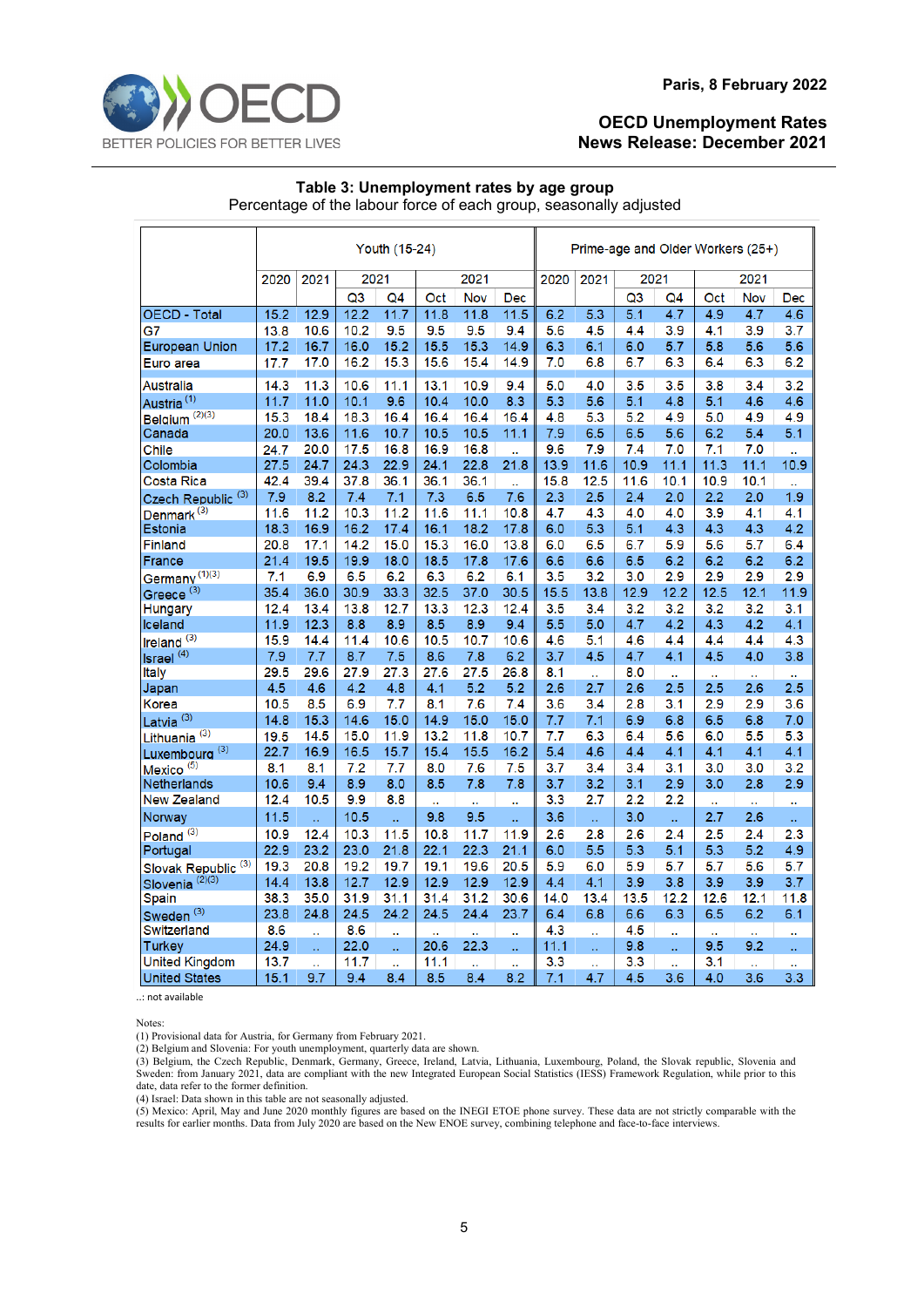Paris, 8 February 2022

**OECD Unemployment Rates News Release: December 2021**

**Table 3: Unemployment rates by age group**

Percentage of the labour force of each group, seasonally adjusted

| | Youth (15-24) | | | | | | | Prime-age and Older Workers (25+) | | | | | | |
|---|---|---|---|---|---|---|---|---|---|---|---|---|---|---|
| | 2020 | 2021 | 2021 | | 2021 | | | 2020 | 2021 | 2021 | | 2021 | | |
| | | | Q3 | Q4 | Oct | Nov | Dec | | | Q3 | Q4 | Oct | Nov | Dec |
| OECD - Total | 15.2 | 12.9 | 12.2 | 11.7 | 11.8 | 11.8 | 11.5 | 6.2 | 5.3 | 5.1 | 4.7 | 4.9 | 4.7 | 4.6 |
| G7 | 13.8 | 10.6 | 10.2 | 9.5 | 9.5 | 9.5 | 9.4 | 5.6 | 4.5 | 4.4 | 3.9 | 4.1 | 3.9 | 3.7 |
| European Union | 17.2 | 16.7 | 16.0 | 15.2 | 15.5 | 15.3 | 14.9 | 6.3 | 6.1 | 6.0 | 5.7 | 5.8 | 5.6 | 5.6 |
| Euro area | 17.7 | 17.0 | 16.2 | 15.3 | 15.6 | 15.4 | 14.9 | 7.0 | 6.8 | 6.7 | 6.3 | 6.4 | 6.3 | 6.2 |
| Australia | 14.3 | 11.3 | 10.6 | 11.1 | 13.1 | 10.9 | 9.4 | 5.0 | 4.0 | 3.5 | 3.5 | 3.8 | 3.4 | 3.2 |
| Austria (1) | 11.7 | 11.0 | 10.1 | 9.6 | 10.4 | 10.0 | 8.3 | 5.3 | 5.6 | 5.1 | 4.8 | 5.1 | 4.6 | 4.6 |
| Belgium (2)(3) | 15.3 | 18.4 | 18.3 | 16.4 | 16.4 | 16.4 | 16.4 | 4.8 | 5.3 | 5.2 | 4.9 | 5.0 | 4.9 | 4.9 |
| Canada | 20.0 | 13.6 | 11.6 | 10.7 | 10.5 | 10.5 | 11.1 | 7.9 | 6.5 | 6.5 | 5.6 | 6.2 | 5.4 | 5.1 |
| Chile | 24.7 | 20.0 | 17.5 | 16.8 | 16.9 | 16.8 | .. | 9.6 | 7.9 | 7.4 | 7.0 | 7.1 | 7.0 | .. |
| Colombia | 27.5 | 24.7 | 24.3 | 22.9 | 24.1 | 22.8 | 21.8 | 13.9 | 11.6 | 10.9 | 11.1 | 11.3 | 11.1 | 10.9 |
| Costa Rica | 42.4 | 39.4 | 37.8 | 36.1 | 36.1 | 36.1 | .. | 15.8 | 12.5 | 11.6 | 10.1 | 10.9 | 10.1 | .. |
| Czech Republic (3) | 7.9 | 8.2 | 7.4 | 7.1 | 7.3 | 6.5 | 7.6 | 2.3 | 2.5 | 2.4 | 2.0 | 2.2 | 2.0 | 1.9 |
| Denmark (3) | 11.6 | 11.2 | 10.3 | 11.2 | 11.6 | 11.1 | 10.8 | 4.7 | 4.3 | 4.0 | 4.0 | 3.9 | 4.1 | 4.1 |
| Estonia | 18.3 | 16.9 | 16.2 | 17.4 | 16.1 | 18.2 | 17.8 | 6.0 | 5.3 | 5.1 | 4.3 | 4.3 | 4.3 | 4.2 |
| Finland | 20.8 | 17.1 | 14.2 | 15.0 | 15.3 | 16.0 | 13.8 | 6.0 | 6.5 | 6.7 | 5.9 | 5.6 | 5.7 | 6.4 |
| France | 21.4 | 19.5 | 19.9 | 18.0 | 18.5 | 17.8 | 17.6 | 6.6 | 6.6 | 6.5 | 6.2 | 6.2 | 6.2 | 6.2 |
| Germany (1)(3) | 7.1 | 6.9 | 6.5 | 6.2 | 6.3 | 6.2 | 6.1 | 3.5 | 3.2 | 3.0 | 2.9 | 2.9 | 2.9 | 2.9 |
| Greece (3) | 35.4 | 36.0 | 30.9 | 33.3 | 32.5 | 37.0 | 30.5 | 15.5 | 13.8 | 12.9 | 12.2 | 12.5 | 12.1 | 11.9 |
| Hungary | 12.4 | 13.4 | 13.8 | 12.7 | 13.3 | 12.3 | 12.4 | 3.5 | 3.4 | 3.2 | 3.2 | 3.2 | 3.2 | 3.1 |
| Iceland | 11.9 | 12.3 | 8.8 | 8.9 | 8.5 | 8.9 | 9.4 | 5.5 | 5.0 | 4.7 | 4.2 | 4.3 | 4.2 | 4.1 |
| Ireland (3) | 15.9 | 14.4 | 11.4 | 10.6 | 10.5 | 10.7 | 10.6 | 4.6 | 5.1 | 4.6 | 4.4 | 4.4 | 4.4 | 4.3 |
| Israel (4) | 7.9 | 7.7 | 8.7 | 7.5 | 8.6 | 7.8 | 6.2 | 3.7 | 4.5 | 4.7 | 4.1 | 4.5 | 4.0 | 3.8 |
| Italy | 29.5 | 29.6 | 27.9 | 27.3 | 27.6 | 27.5 | 26.8 | 8.1 | .. | 8.0 | .. | .. | .. | .. |
| Japan | 4.5 | 4.6 | 4.2 | 4.8 | 4.1 | 5.2 | 5.2 | 2.6 | 2.7 | 2.6 | 2.5 | 2.5 | 2.6 | 2.5 |
| Korea | 10.5 | 8.5 | 6.9 | 7.7 | 8.1 | 7.6 | 7.4 | 3.6 | 3.4 | 2.8 | 3.1 | 2.9 | 2.9 | 3.6 |
| Latvia (3) | 14.8 | 15.3 | 14.6 | 15.0 | 14.9 | 15.0 | 15.0 | 7.7 | 7.1 | 6.9 | 6.8 | 6.5 | 6.8 | 7.0 |
| Lithuania (3) | 19.5 | 14.5 | 15.0 | 11.9 | 13.2 | 11.8 | 10.7 | 7.7 | 6.3 | 6.4 | 5.6 | 6.0 | 5.5 | 5.3 |
| Luxembourg (3) | 22.7 | 16.9 | 16.5 | 15.7 | 15.4 | 15.5 | 16.2 | 5.4 | 4.6 | 4.4 | 4.1 | 4.1 | 4.1 | 4.1 |
| Mexico (5) | 8.1 | 8.1 | 7.2 | 7.7 | 8.0 | 7.6 | 7.5 | 3.7 | 3.4 | 3.4 | 3.1 | 3.0 | 3.0 | 3.2 |
| Netherlands | 10.6 | 9.4 | 8.9 | 8.0 | 8.5 | 7.8 | 7.8 | 3.7 | 3.2 | 3.1 | 2.9 | 3.0 | 2.8 | 2.9 |
| New Zealand | 12.4 | 10.5 | 9.9 | 8.8 | .. | .. | .. | 3.3 | 2.7 | 2.2 | 2.2 | .. | .. | .. |
| Norway | 11.5 | .. | 10.5 | .. | 9.8 | 9.5 | .. | 3.6 | .. | 3.0 | .. | 2.7 | 2.6 | .. |
| Poland (3) | 10.9 | 12.4 | 10.3 | 11.5 | 10.8 | 11.7 | 11.9 | 2.6 | 2.8 | 2.6 | 2.4 | 2.5 | 2.4 | 2.3 |
| Portugal | 22.9 | 23.2 | 23.0 | 21.8 | 22.1 | 22.3 | 21.1 | 6.0 | 5.5 | 5.3 | 5.1 | 5.3 | 5.2 | 4.9 |
| Slovak Republic (3) | 19.3 | 20.8 | 19.2 | 19.7 | 19.1 | 19.6 | 20.5 | 5.9 | 6.0 | 5.9 | 5.7 | 5.7 | 5.6 | 5.7 |
| Slovenia (2)(3) | 14.4 | 13.8 | 12.7 | 12.9 | 12.9 | 12.9 | 12.9 | 4.4 | 4.1 | 3.9 | 3.8 | 3.9 | 3.9 | 3.7 |
| Spain | 38.3 | 35.0 | 31.9 | 31.1 | 31.4 | 31.2 | 30.6 | 14.0 | 13.4 | 13.5 | 12.2 | 12.6 | 12.1 | 11.8 |
| Sweden (3) | 23.8 | 24.8 | 24.5 | 24.2 | 24.5 | 24.4 | 23.7 | 6.4 | 6.8 | 6.6 | 6.3 | 6.5 | 6.2 | 6.1 |
| Switzerland | 8.6 | .. | 8.6 | .. | .. | .. | .. | 4.5 | .. | 4.5 | .. | .. | .. | .. |
| Turkey | 24.9 | .. | 22.0 | .. | 20.6 | 22.3 | .. | 11.1 | .. | 9.8 | .. | 9.5 | 9.2 | .. |
| United Kingdom | 13.7 | .. | 11.7 | .. | 11.1 | .. | .. | 3.3 | .. | 3.3 | .. | 3.1 | .. | .. |
| United States | 15.1 | 9.7 | 9.4 | 8.4 | 8.5 | 8.4 | 8.2 | 7.1 | 4.7 | 4.5 | 3.6 | 4.0 | 3.6 | 3.3 |

..: not available

Notes:

(1) Provisional data for Austria, for Germany from February 2021.

(2) Belgium and Slovenia: For youth unemployment, quarterly data are shown.

(3) Belgium, the Czech Republic, Denmark, Germany, Greece, Ireland, Latvia, Lithuania, Luxembourg, Poland, the Slovak republic, Slovenia and Sweden: from January 2021, data are compliant with the new Integrated European Social Statistics (IESS) Framework Regulation, while prior to this date, data refer to the former definition.

(4) Israel: Data shown in this table are not seasonally adjusted.

(5) Mexico: April, May and June 2020 monthly figures are based on the INEGI ETOE phone survey. These data are not strictly comparable with the results for earlier months. Data from July 2020 are based on the New ENOE survey, combining telephone and face-to-face interviews.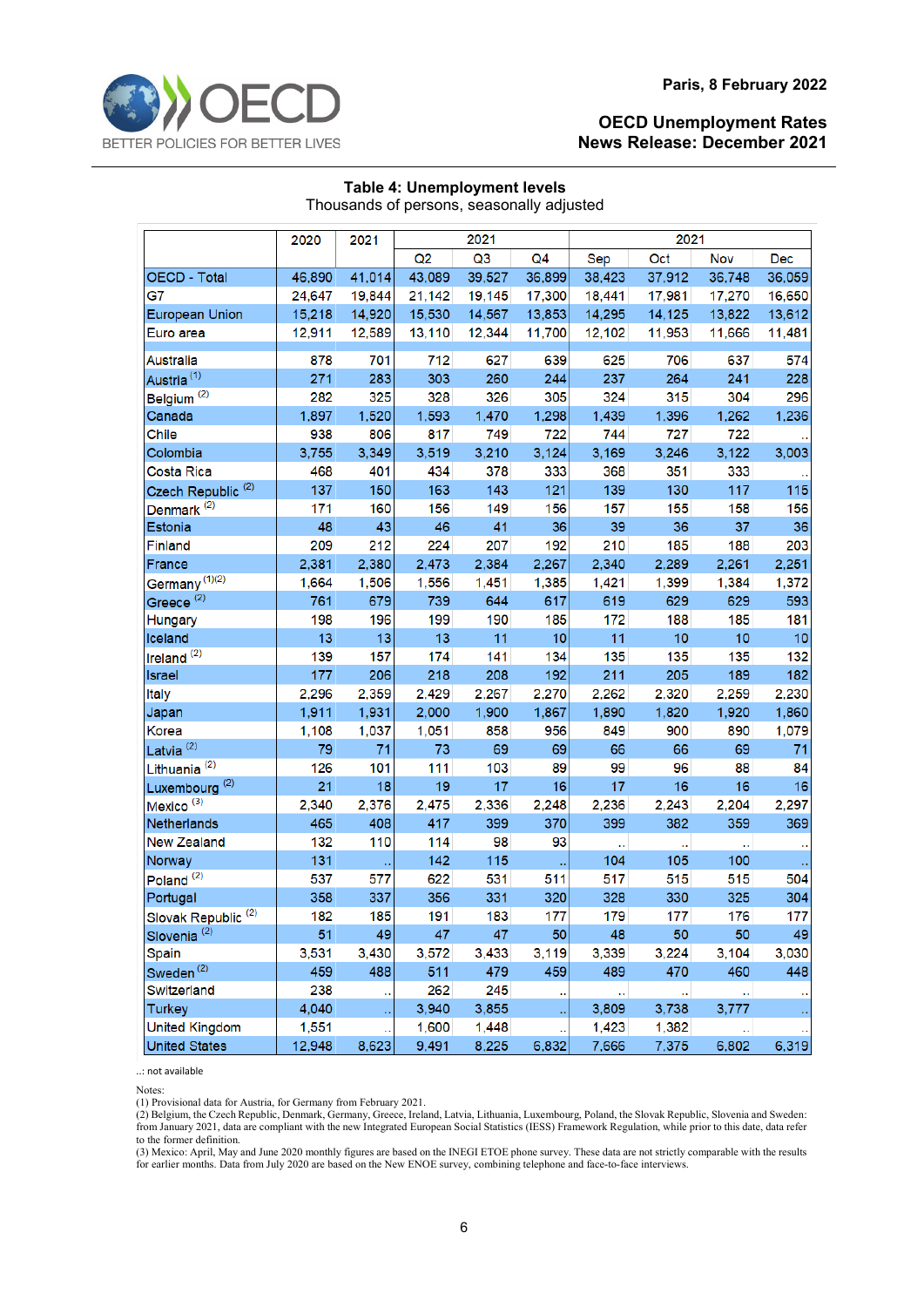Paris, 8 February 2022

**OECD Unemployment Rates**
**News Release: December 2021**

### Table 4: Unemployment levels

Thousands of persons, seasonally adjusted

| | 2020 | 2021 | 2021 | | | 2021 | | | |
|---|---|---|---|---|---|---|---|---|---|
| | | | Q2 | Q3 | Q4 | Sep | Oct | Nov | Dec |
| OECD - Total | 46,890 | 41,014 | 43,089 | 39,527 | 36,899 | 38,423 | 37,912 | 36,748 | 36,059 |
| G7 | 24,647 | 19,844 | 21,142 | 19,145 | 17,300 | 18,441 | 17,981 | 17,270 | 16,650 |
| European Union | 15,218 | 14,920 | 15,530 | 14,567 | 13,853 | 14,295 | 14,125 | 13,822 | 13,612 |
| Euro area | 12,911 | 12,589 | 13,110 | 12,344 | 11,700 | 12,102 | 11,953 | 11,666 | 11,481 |
| Australia | 878 | 701 | 712 | 627 | 639 | 625 | 706 | 637 | 574 |
| Austria (1) | 271 | 283 | 303 | 260 | 244 | 237 | 264 | 241 | 228 |
| Belgium (2) | 282 | 325 | 328 | 326 | 305 | 324 | 315 | 304 | 296 |
| Canada | 1,897 | 1,520 | 1,593 | 1,470 | 1,298 | 1,439 | 1,396 | 1,262 | 1,236 |
| Chile | 938 | 806 | 817 | 749 | 722 | 744 | 727 | 722 | .. |
| Colombia | 3,755 | 3,349 | 3,519 | 3,210 | 3,124 | 3,169 | 3,246 | 3,122 | 3,003 |
| Costa Rica | 468 | 401 | 434 | 378 | 333 | 368 | 351 | 333 | .. |
| Czech Republic (2) | 137 | 150 | 163 | 143 | 121 | 139 | 130 | 117 | 115 |
| Denmark (2) | 171 | 160 | 156 | 149 | 156 | 157 | 155 | 158 | 156 |
| Estonia | 48 | 43 | 46 | 41 | 36 | 39 | 36 | 37 | 36 |
| Finland | 209 | 212 | 224 | 207 | 192 | 210 | 185 | 188 | 203 |
| France | 2,381 | 2,380 | 2,473 | 2,384 | 2,267 | 2,340 | 2,289 | 2,261 | 2,251 |
| Germany (1)(2) | 1,664 | 1,506 | 1,556 | 1,451 | 1,385 | 1,421 | 1,399 | 1,384 | 1,372 |
| Greece (2) | 761 | 679 | 739 | 644 | 617 | 619 | 629 | 629 | 593 |
| Hungary | 198 | 196 | 199 | 190 | 185 | 172 | 188 | 185 | 181 |
| Iceland | 13 | 13 | 13 | 11 | 10 | 11 | 10 | 10 | 10 |
| Ireland (2) | 139 | 157 | 174 | 141 | 134 | 135 | 135 | 135 | 132 |
| Israel | 177 | 206 | 218 | 208 | 192 | 211 | 205 | 189 | 182 |
| Italy | 2,296 | 2,359 | 2,429 | 2,267 | 2,270 | 2,262 | 2,320 | 2,259 | 2,230 |
| Japan | 1,911 | 1,931 | 2,000 | 1,900 | 1,867 | 1,890 | 1,820 | 1,920 | 1,860 |
| Korea | 1,108 | 1,037 | 1,051 | 858 | 956 | 849 | 900 | 890 | 1,079 |
| Latvia (2) | 79 | 71 | 73 | 69 | 69 | 66 | 66 | 69 | 71 |
| Lithuania (2) | 126 | 101 | 111 | 103 | 89 | 99 | 96 | 88 | 84 |
| Luxembourg (2) | 21 | 18 | 19 | 17 | 16 | 17 | 16 | 16 | 16 |
| Mexico (3) | 2,340 | 2,376 | 2,475 | 2,336 | 2,248 | 2,236 | 2,243 | 2,204 | 2,297 |
| Netherlands | 465 | 408 | 417 | 399 | 370 | 399 | 382 | 359 | 369 |
| New Zealand | 132 | 110 | 114 | 98 | 93 | .. | .. | .. | .. |
| Norway | 131 | .. | 142 | 115 | .. | 104 | 105 | 100 | .. |
| Poland (2) | 537 | 577 | 622 | 531 | 511 | 517 | 515 | 515 | 504 |
| Portugal | 358 | 337 | 356 | 331 | 320 | 328 | 330 | 325 | 304 |
| Slovak Republic (2) | 182 | 185 | 191 | 183 | 177 | 179 | 177 | 176 | 177 |
| Slovenia (2) | 51 | 49 | 47 | 47 | 50 | 48 | 50 | 50 | 49 |
| Spain | 3,531 | 3,430 | 3,572 | 3,433 | 3,119 | 3,339 | 3,224 | 3,104 | 3,030 |
| Sweden (2) | 459 | 488 | 511 | 479 | 459 | 489 | 470 | 460 | 448 |
| Switzerland | 238 | .. | 262 | 245 | .. | .. | .. | .. | .. |
| Turkey | 4,040 | .. | 3,940 | 3,855 | .. | 3,809 | 3,738 | 3,777 | .. |
| United Kingdom | 1,551 | .. | 1,600 | 1,448 | .. | 1,423 | 1,382 | .. | .. |
| United States | 12,948 | 8,623 | 9,491 | 8,225 | 6,832 | 7,666 | 7,375 | 6,802 | 6,319 |

..: not available

Notes:
(1) Provisional data for Austria, for Germany from February 2021.
(2) Belgium, the Czech Republic, Denmark, Germany, Greece, Ireland, Latvia, Lithuania, Luxembourg, Poland, the Slovak Republic, Slovenia and Sweden: from January 2021, data are compliant with the new Integrated European Social Statistics (IESS) Framework Regulation, while prior to this date, data refer to the former definition.
(3) Mexico: April, May and June 2020 monthly figures are based on the INEGI ETOE phone survey. These data are not strictly comparable with the results for earlier months. Data from July 2020 are based on the New ENOE survey, combining telephone and face-to-face interviews.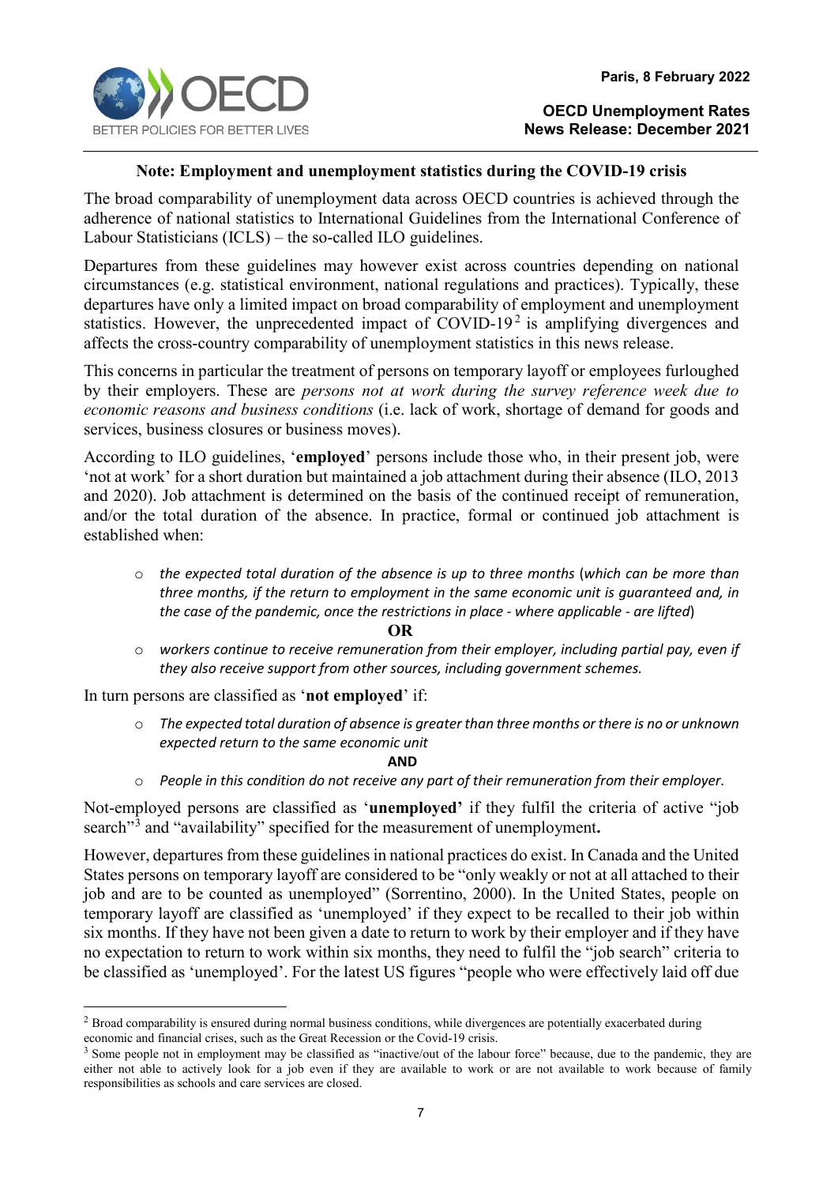### Note: Employment and unemployment statistics during the COVID-19 crisis

The broad comparability of unemployment data across OECD countries is achieved through the adherence of national statistics to International Guidelines from the International Conference of Labour Statisticians (ICLS) – the so-called ILO guidelines.

Departures from these guidelines may however exist across countries depending on national circumstances (e.g. statistical environment, national regulations and practices). Typically, these departures have only a limited impact on broad comparability of employment and unemployment statistics. However, the unprecedented impact of COVID-19[2] is amplifying divergences and affects the cross-country comparability of unemployment statistics in this news release.

This concerns in particular the treatment of persons on temporary layoff or employees furloughed by their employers. These are *persons not at work during the survey reference week due to economic reasons and business conditions* (i.e. lack of work, shortage of demand for goods and services, business closures or business moves).

According to ILO guidelines, '**employed**' persons include those who, in their present job, were 'not at work' for a short duration but maintained a job attachment during their absence (ILO, 2013 and 2020). Job attachment is determined on the basis of the continued receipt of remuneration, and/or the total duration of the absence. In practice, formal or continued job attachment is established when:

- *the expected total duration of the absence is up to three months* (*which can be more than three months, if the return to employment in the same economic unit is guaranteed and, in the case of the pandemic, once the restrictions in place - where applicable - are lifted*)

**OR**

- *workers continue to receive remuneration from their employer, including partial pay, even if they also receive support from other sources, including government schemes.*

In turn persons are classified as '**not employed**' if:

- *The expected total duration of absence is greater than three months or there is no or unknown expected return to the same economic unit*

**AND**

- *People in this condition do not receive any part of their remuneration from their employer.*

Not-employed persons are classified as '**unemployed'** if they fulfil the criteria of active "job search"[3] and "availability" specified for the measurement of unemployment**.**

However, departures from these guidelines in national practices do exist. In Canada and the United States persons on temporary layoff are considered to be "only weakly or not at all attached to their job and are to be counted as unemployed" (Sorrentino, 2000). In the United States, people on temporary layoff are classified as 'unemployed' if they expect to be recalled to their job within six months. If they have not been given a date to return to work by their employer and if they have no expectation to return to work within six months, they need to fulfil the "job search" criteria to be classified as 'unemployed'. For the latest US figures "people who were effectively laid off due

---

[2] Broad comparability is ensured during normal business conditions, while divergences are potentially exacerbated during economic and financial crises, such as the Great Recession or the Covid-19 crisis.

[3] Some people not in employment may be classified as "inactive/out of the labour force" because, due to the pandemic, they are either not able to actively look for a job even if they are available to work or are not available to work because of family responsibilities as schools and care services are closed.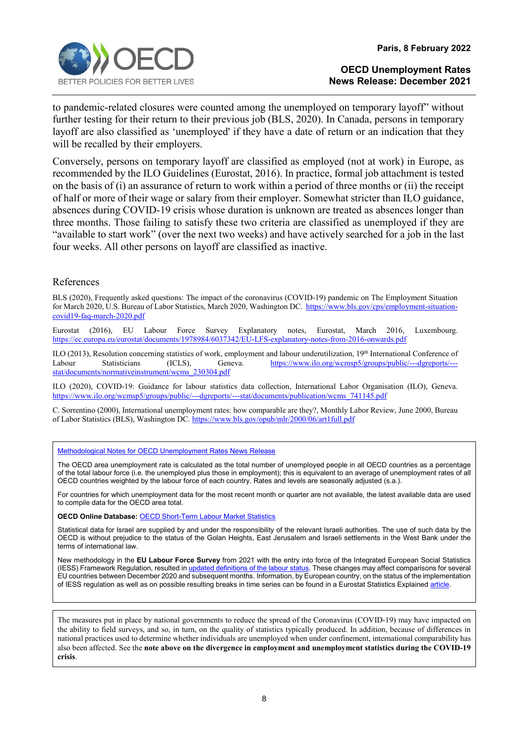to pandemic-related closures were counted among the unemployed on temporary layoff" without further testing for their return to their previous job (BLS, 2020). In Canada, persons in temporary layoff are also classified as 'unemployed' if they have a date of return or an indication that they will be recalled by their employers.

Conversely, persons on temporary layoff are classified as employed (not at work) in Europe, as recommended by the ILO Guidelines (Eurostat, 2016). In practice, formal job attachment is tested on the basis of (i) an assurance of return to work within a period of three months or (ii) the receipt of half or more of their wage or salary from their employer. Somewhat stricter than ILO guidance, absences during COVID-19 crisis whose duration is unknown are treated as absences longer than three months. Those failing to satisfy these two criteria are classified as unemployed if they are "available to start work" (over the next two weeks) and have actively searched for a job in the last four weeks. All other persons on layoff are classified as inactive.

## References

BLS (2020), Frequently asked questions: The impact of the coronavirus (COVID-19) pandemic on The Employment Situation for March 2020, U.S. Bureau of Labor Statistics, March 2020, Washington DC. https://www.bls.gov/cps/employment-situation-covid19-faq-march-2020.pdf

Eurostat (2016), EU Labour Force Survey Explanatory notes, Eurostat, March 2016, Luxembourg. https://ec.europa.eu/eurostat/documents/1978984/6037342/EU-LFS-explanatory-notes-from-2016-onwards.pdf

ILO (2013), Resolution concerning statistics of work, employment and labour underutilization, 19th International Conference of Labour Statisticians (ICLS), Geneva. https://www.ilo.org/wcmsp5/groups/public/---dgreports/---stat/documents/normativeinstrument/wcms_230304.pdf

ILO (2020), COVID-19: Guidance for labour statistics data collection, International Labor Organisation (ILO), Geneva. https://www.ilo.org/wcmsp5/groups/public/---dgreports/---stat/documents/publication/wcms_741145.pdf

C. Sorrentino (2000), International unemployment rates: how comparable are they?, Monthly Labor Review, June 2000, Bureau of Labor Statistics (BLS), Washington DC. https://www.bls.gov/opub/mlr/2000/06/art1full.pdf

---

Methodological Notes for OECD Unemployment Rates News Release

The OECD area unemployment rate is calculated as the total number of unemployed people in all OECD countries as a percentage of the total labour force (i.e. the unemployed plus those in employment); this is equivalent to an average of unemployment rates of all OECD countries weighted by the labour force of each country. Rates and levels are seasonally adjusted (s.a.).

For countries for which unemployment data for the most recent month or quarter are not available, the latest available data are used to compile data for the OECD area total.

**OECD Online Database:** OECD Short-Term Labour Market Statistics

Statistical data for Israel are supplied by and under the responsibility of the relevant Israeli authorities. The use of such data by the OECD is without prejudice to the status of the Golan Heights, East Jerusalem and Israeli settlements in the West Bank under the terms of international law.

New methodology in the **EU Labour Force Survey** from 2021 with the entry into force of the Integrated European Social Statistics (IESS) Framework Regulation, resulted in updated definitions of the labour status. These changes may affect comparisons for several EU countries between December 2020 and subsequent months. Information, by European country, on the status of the implementation of IESS regulation as well as on possible resulting breaks in time series can be found in a Eurostat Statistics Explained article.

---

The measures put in place by national governments to reduce the spread of the Coronavirus (COVID-19) may have impacted on the ability to field surveys, and so, in turn, on the quality of statistics typically produced. In addition, because of differences in national practices used to determine whether individuals are unemployed when under confinement, international comparability has also been affected. See the **note above on the divergence in employment and unemployment statistics during the COVID-19 crisis**.